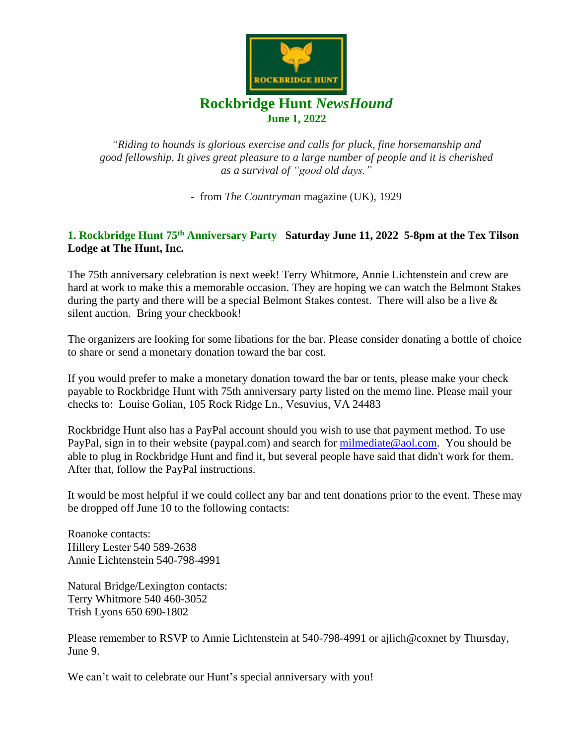# Rockbridge Hunt *NewsHound*

**June 1, 2022**

*"Riding to hounds is glorious exercise and calls for pluck, fine horsemanship and good fellowship. It gives great pleasure to a large number of people and it is cherished as a survival of "good old days."*

- from *The Countryman* magazine (UK), 1929

## 1. Rockbridge Hunt 75th Anniversary Party **Saturday June 11, 2022 5-8pm at the Tex Tilson Lodge at The Hunt, Inc.**

The 75th anniversary celebration is next week! Terry Whitmore, Annie Lichtenstein and crew are hard at work to make this a memorable occasion. They are hoping we can watch the Belmont Stakes during the party and there will be a special Belmont Stakes contest. There will also be a live & silent auction. Bring your checkbook!

The organizers are looking for some libations for the bar. Please consider donating a bottle of choice to share or send a monetary donation toward the bar cost.

If you would prefer to make a monetary donation toward the bar or tents, please make your check payable to Rockbridge Hunt with 75th anniversary party listed on the memo line. Please mail your checks to: Louise Golian, 105 Rock Ridge Ln., Vesuvius, VA 24483

Rockbridge Hunt also has a PayPal account should you wish to use that payment method. To use PayPal, sign in to their website (paypal.com) and search for milmediate@aol.com. You should be able to plug in Rockbridge Hunt and find it, but several people have said that didn't work for them. After that, follow the PayPal instructions.

It would be most helpful if we could collect any bar and tent donations prior to the event. These may be dropped off June 10 to the following contacts:

Roanoke contacts:
Hillery Lester 540 589-2638
Annie Lichtenstein 540-798-4991

Natural Bridge/Lexington contacts:
Terry Whitmore 540 460-3052
Trish Lyons 650 690-1802

Please remember to RSVP to Annie Lichtenstein at 540-798-4991 or ajlich@coxnet by Thursday, June 9.

We can't wait to celebrate our Hunt's special anniversary with you!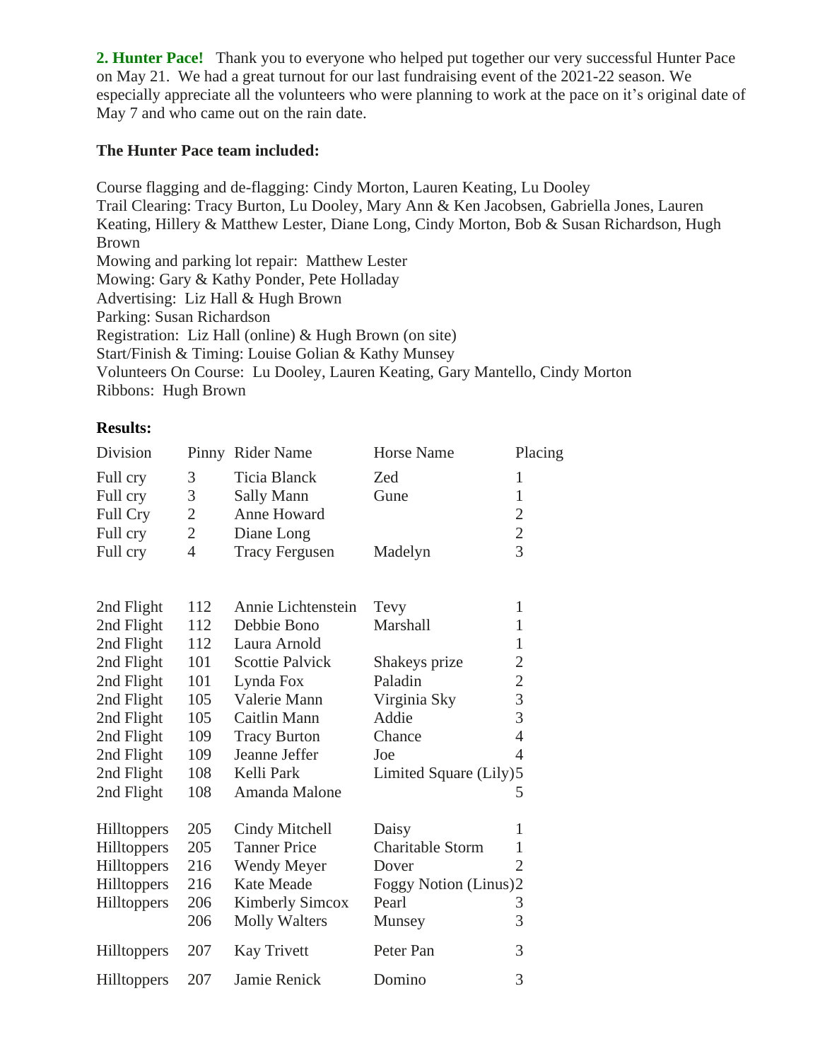**2. Hunter Pace!** Thank you to everyone who helped put together our very successful Hunter Pace on May 21. We had a great turnout for our last fundraising event of the 2021-22 season. We especially appreciate all the volunteers who were planning to work at the pace on it's original date of May 7 and who came out on the rain date.

**The Hunter Pace team included:**

Course flagging and de-flagging: Cindy Morton, Lauren Keating, Lu Dooley
Trail Clearing: Tracy Burton, Lu Dooley, Mary Ann & Ken Jacobsen, Gabriella Jones, Lauren Keating, Hillery & Matthew Lester, Diane Long, Cindy Morton, Bob & Susan Richardson, Hugh Brown
Mowing and parking lot repair: Matthew Lester
Mowing: Gary & Kathy Ponder, Pete Holladay
Advertising: Liz Hall & Hugh Brown
Parking: Susan Richardson
Registration: Liz Hall (online) & Hugh Brown (on site)
Start/Finish & Timing: Louise Golian & Kathy Munsey
Volunteers On Course: Lu Dooley, Lauren Keating, Gary Mantello, Cindy Morton
Ribbons: Hugh Brown

**Results:**

| Division | Pinny | Rider Name | Horse Name | Placing |
|---|---|---|---|---|
| Full cry | 3 | Ticia Blanck | Zed | 1 |
| Full cry | 3 | Sally Mann | Gune | 1 |
| Full Cry | 2 | Anne Howard | | 2 |
| Full cry | 2 | Diane Long | | 2 |
| Full cry | 4 | Tracy Fergusen | Madelyn | 3 |
| | | | | |
| 2nd Flight | 112 | Annie Lichtenstein | Tevy | 1 |
| 2nd Flight | 112 | Debbie Bono | Marshall | 1 |
| 2nd Flight | 112 | Laura Arnold | | 1 |
| 2nd Flight | 101 | Scottie Palvick | Shakeys prize | 2 |
| 2nd Flight | 101 | Lynda Fox | Paladin | 2 |
| 2nd Flight | 105 | Valerie Mann | Virginia Sky | 3 |
| 2nd Flight | 105 | Caitlin Mann | Addie | 3 |
| 2nd Flight | 109 | Tracy Burton | Chance | 4 |
| 2nd Flight | 109 | Jeanne Jeffer | Joe | 4 |
| 2nd Flight | 108 | Kelli Park | Limited Square (Lily) | 5 |
| 2nd Flight | 108 | Amanda Malone | | 5 |
| | | | | |
| Hilltoppers | 205 | Cindy Mitchell | Daisy | 1 |
| Hilltoppers | 205 | Tanner Price | Charitable Storm | 1 |
| Hilltoppers | 216 | Wendy Meyer | Dover | 2 |
| Hilltoppers | 216 | Kate Meade | Foggy Notion (Linus) | 2 |
| Hilltoppers | 206 | Kimberly Simcox | Pearl | 3 |
| | 206 | Molly Walters | Munsey | 3 |
| Hilltoppers | 207 | Kay Trivett | Peter Pan | 3 |
| Hilltoppers | 207 | Jamie Renick | Domino | 3 |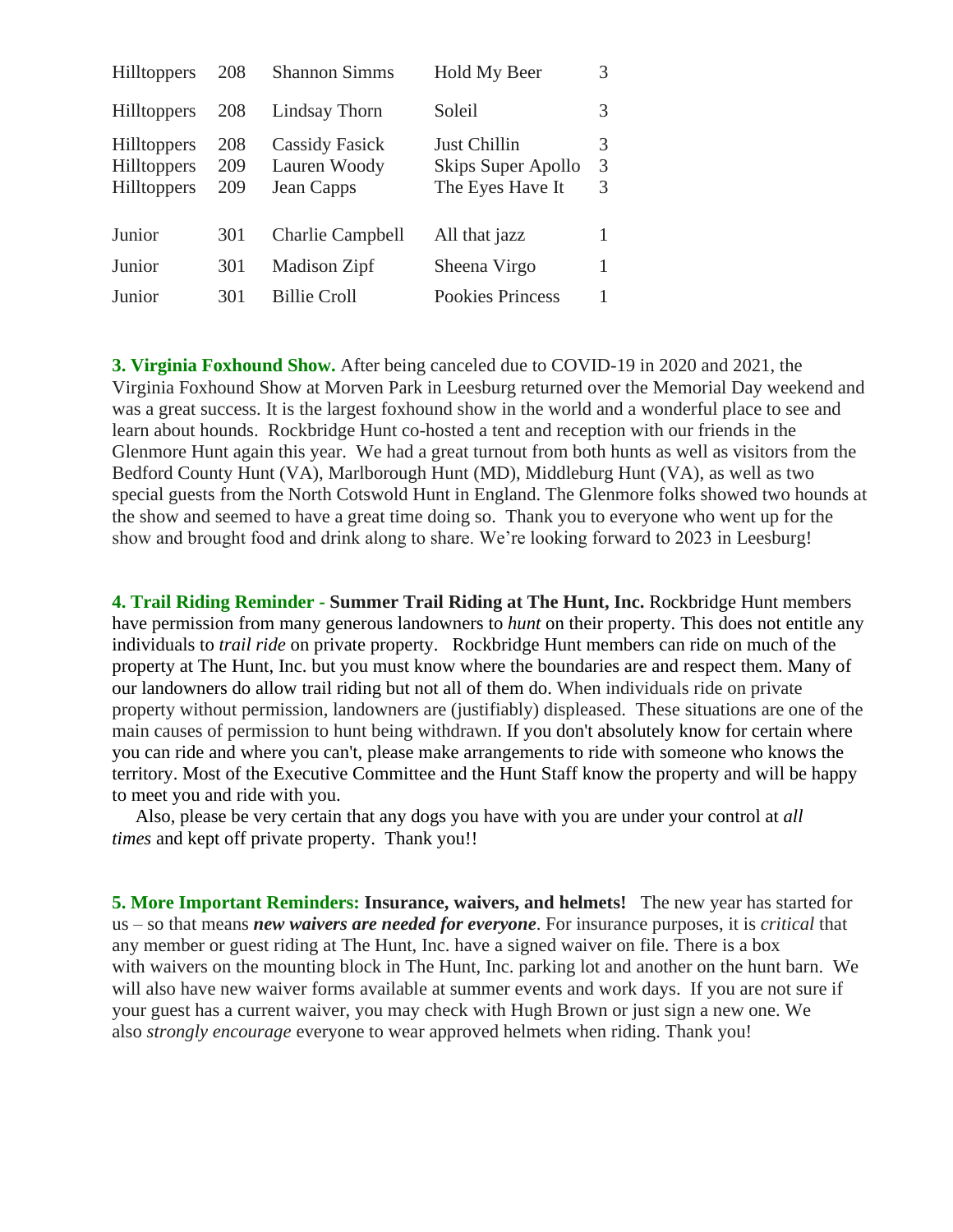| | | | | |
|---|---|---|---|---|
| Hilltoppers | 208 | Shannon Simms | Hold My Beer | 3 |
| Hilltoppers | 208 | Lindsay Thorn | Soleil | 3 |
| Hilltoppers | 208 | Cassidy Fasick | Just Chillin | 3 |
| Hilltoppers | 209 | Lauren Woody | Skips Super Apollo | 3 |
| Hilltoppers | 209 | Jean Capps | The Eyes Have It | 3 |
| Junior | 301 | Charlie Campbell | All that jazz | 1 |
| Junior | 301 | Madison Zipf | Sheena Virgo | 1 |
| Junior | 301 | Billie Croll | Pookies Princess | 1 |

**3. Virginia Foxhound Show.** After being canceled due to COVID-19 in 2020 and 2021, the Virginia Foxhound Show at Morven Park in Leesburg returned over the Memorial Day weekend and was a great success. It is the largest foxhound show in the world and a wonderful place to see and learn about hounds. Rockbridge Hunt co-hosted a tent and reception with our friends in the Glenmore Hunt again this year. We had a great turnout from both hunts as well as visitors from the Bedford County Hunt (VA), Marlborough Hunt (MD), Middleburg Hunt (VA), as well as two special guests from the North Cotswold Hunt in England. The Glenmore folks showed two hounds at the show and seemed to have a great time doing so. Thank you to everyone who went up for the show and brought food and drink along to share. We're looking forward to 2023 in Leesburg!

**4. Trail Riding Reminder - Summer Trail Riding at The Hunt, Inc.** Rockbridge Hunt members have permission from many generous landowners to *hunt* on their property. This does not entitle any individuals to *trail ride* on private property. Rockbridge Hunt members can ride on much of the property at The Hunt, Inc. but you must know where the boundaries are and respect them. Many of our landowners do allow trail riding but not all of them do. When individuals ride on private property without permission, landowners are (justifiably) displeased. These situations are one of the main causes of permission to hunt being withdrawn. If you don't absolutely know for certain where you can ride and where you can't, please make arrangements to ride with someone who knows the territory. Most of the Executive Committee and the Hunt Staff know the property and will be happy to meet you and ride with you.

Also, please be very certain that any dogs you have with you are under your control at *all times* and kept off private property. Thank you!!

**5. More Important Reminders: Insurance, waivers, and helmets!** The new year has started for us – so that means ***new waivers are needed for everyone***. For insurance purposes, it is *critical* that any member or guest riding at The Hunt, Inc. have a signed waiver on file. There is a box with waivers on the mounting block in The Hunt, Inc. parking lot and another on the hunt barn. We will also have new waiver forms available at summer events and work days. If you are not sure if your guest has a current waiver, you may check with Hugh Brown or just sign a new one. We also *strongly encourage* everyone to wear approved helmets when riding. Thank you!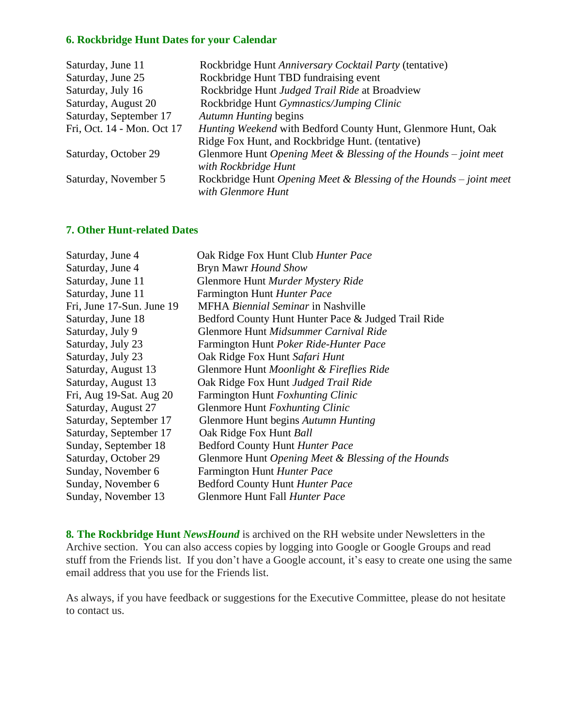### 6. Rockbridge Hunt Dates for your Calendar

| | |
|---|---|
| Saturday, June 11 | Rockbridge Hunt *Anniversary Cocktail Party* (tentative) |
| Saturday, June 25 | Rockbridge Hunt TBD fundraising event |
| Saturday, July 16 | Rockbridge Hunt *Judged Trail Ride* at Broadview |
| Saturday, August 20 | Rockbridge Hunt *Gymnastics/Jumping Clinic* |
| Saturday, September 17 | *Autumn Hunting* begins |
| Fri, Oct. 14 - Mon. Oct 17 | *Hunting Weekend* with Bedford County Hunt, Glenmore Hunt, Oak Ridge Fox Hunt, and Rockbridge Hunt. (tentative) |
| Saturday, October 29 | Glenmore Hunt *Opening Meet & Blessing of the Hounds – joint meet with Rockbridge Hunt* |
| Saturday, November 5 | Rockbridge Hunt *Opening Meet & Blessing of the Hounds – joint meet with Glenmore Hunt* |

### 7. Other Hunt-related Dates

| | |
|---|---|
| Saturday, June 4 | Oak Ridge Fox Hunt Club *Hunter Pace* |
| Saturday, June 4 | Bryn Mawr *Hound Show* |
| Saturday, June 11 | Glenmore Hunt *Murder Mystery Ride* |
| Saturday, June 11 | Farmington Hunt *Hunter Pace* |
| Fri, June 17-Sun. June 19 | MFHA *Biennial Seminar* in Nashville |
| Saturday, June 18 | Bedford County Hunt Hunter Pace & Judged Trail Ride |
| Saturday, July 9 | Glenmore Hunt *Midsummer Carnival Ride* |
| Saturday, July 23 | Farmington Hunt *Poker Ride-Hunter Pace* |
| Saturday, July 23 | Oak Ridge Fox Hunt *Safari Hunt* |
| Saturday, August 13 | Glenmore Hunt *Moonlight & Fireflies Ride* |
| Saturday, August 13 | Oak Ridge Fox Hunt *Judged Trail Ride* |
| Fri, Aug 19-Sat. Aug 20 | Farmington Hunt *Foxhunting Clinic* |
| Saturday, August 27 | Glenmore Hunt *Foxhunting Clinic* |
| Saturday, September 17 | Glenmore Hunt begins *Autumn Hunting* |
| Saturday, September 17 | Oak Ridge Fox Hunt *Ball* |
| Sunday, September 18 | Bedford County Hunt *Hunter Pace* |
| Saturday, October 29 | Glenmore Hunt *Opening Meet & Blessing of the Hounds* |
| Sunday, November 6 | Farmington Hunt *Hunter Pace* |
| Sunday, November 6 | Bedford County Hunt *Hunter Pace* |
| Sunday, November 13 | Glenmore Hunt Fall *Hunter Pace* |

**8. The Rockbridge Hunt *NewsHound*** is archived on the RH website under Newsletters in the Archive section. You can also access copies by logging into Google or Google Groups and read stuff from the Friends list. If you don't have a Google account, it's easy to create one using the same email address that you use for the Friends list.

As always, if you have feedback or suggestions for the Executive Committee, please do not hesitate to contact us.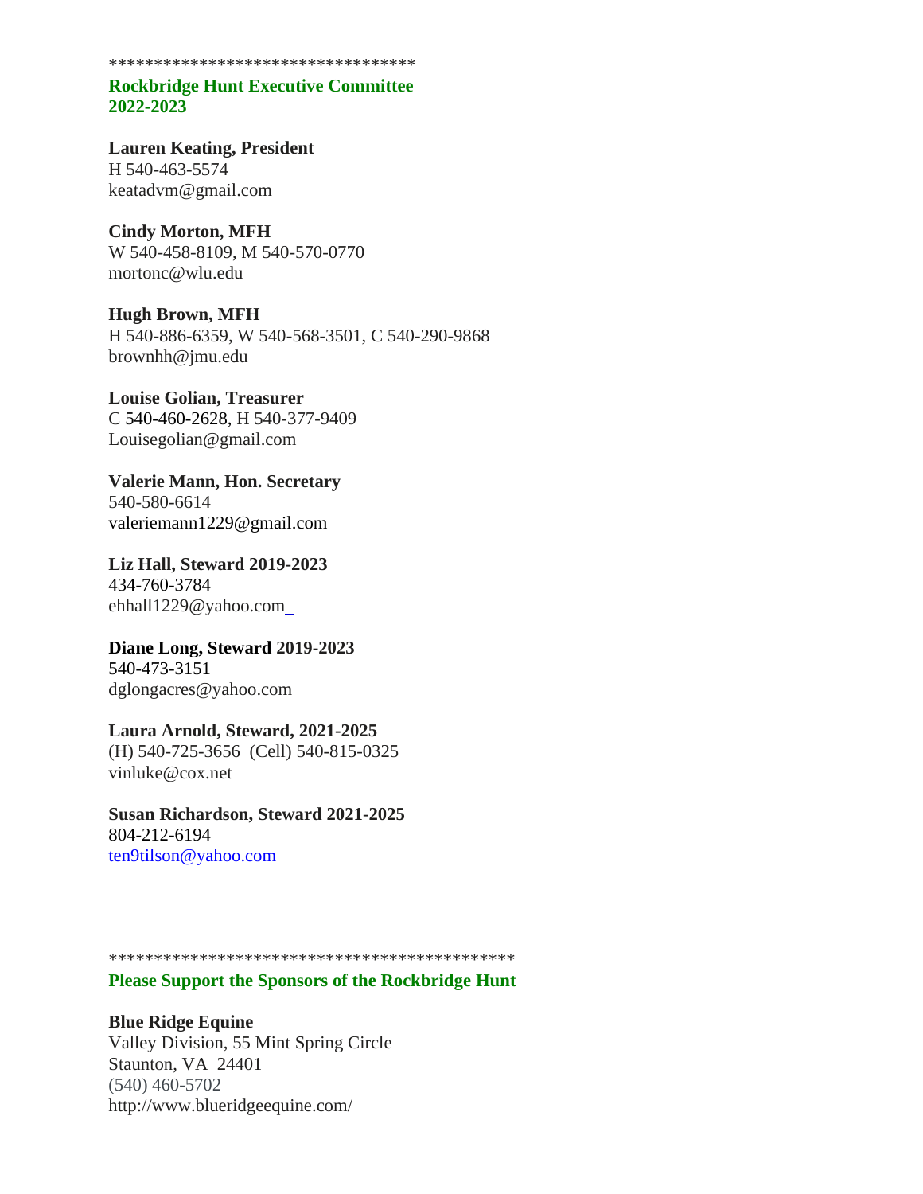\*\*\*\*\*\*\*\*\*\*\*\*\*\*\*\*\*\*\*\*\*\*\*\*\*\*\*\*\*\*\*\*\*\*

## Rockbridge Hunt Executive Committee 2022-2023

**Lauren Keating, President**  
H 540-463-5574  
keatadvm@gmail.com

**Cindy Morton, MFH**  
W 540-458-8109, M 540-570-0770  
mortonc@wlu.edu

**Hugh Brown, MFH**  
H 540-886-6359, W 540-568-3501, C 540-290-9868  
brownhh@jmu.edu

**Louise Golian, Treasurer**  
C 540-460-2628, H 540-377-9409  
Louisegolian@gmail.com

**Valerie Mann, Hon. Secretary**  
540-580-6614  
valeriemann1229@gmail.com

**Liz Hall, Steward 2019-2023**  
434-760-3784  
ehhall1229@yahoo.com

**Diane Long, Steward 2019-2023**  
540-473-3151  
dglongacres@yahoo.com

**Laura Arnold, Steward, 2021-2025**  
(H) 540-725-3656 (Cell) 540-815-0325  
vinluke@cox.net

**Susan Richardson, Steward 2021-2025**  
804-212-6194  
ten9tilson@yahoo.com

\*\*\*\*\*\*\*\*\*\*\*\*\*\*\*\*\*\*\*\*\*\*\*\*\*\*\*\*\*\*\*\*\*\*\*\*\*\*\*\*\*\*\*\*\*\*

## Please Support the Sponsors of the Rockbridge Hunt

**Blue Ridge Equine**  
Valley Division, 55 Mint Spring Circle  
Staunton, VA 24401  
(540) 460-5702  
http://www.blueridgeequine.com/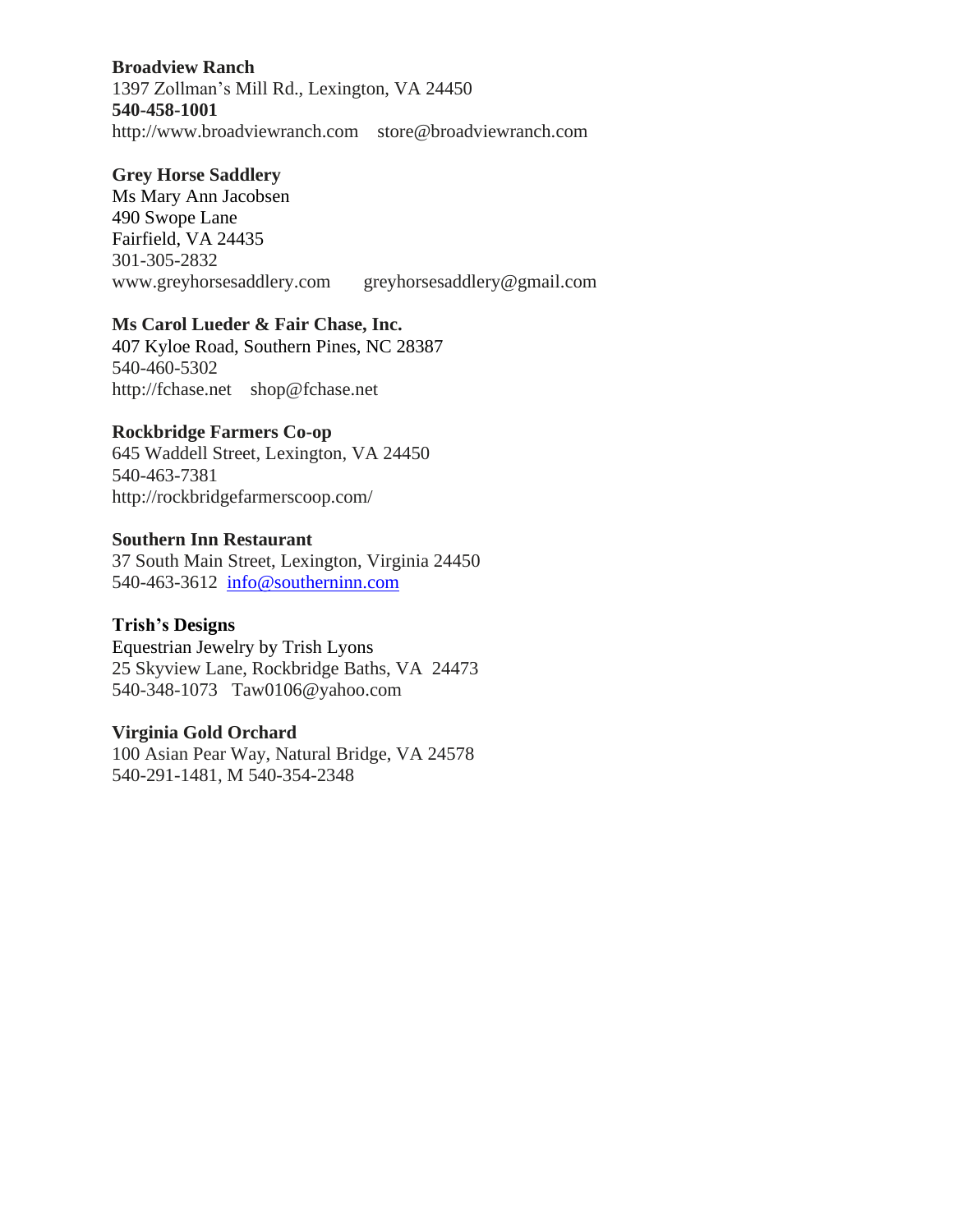**Broadview Ranch**
1397 Zollman's Mill Rd., Lexington, VA 24450
**540-458-1001**
http://www.broadviewranch.com    store@broadviewranch.com

**Grey Horse Saddlery**
Ms Mary Ann Jacobsen
490 Swope Lane
Fairfield, VA 24435
301-305-2832
www.greyhorsesaddlery.com    greyhorsesaddlery@gmail.com

**Ms Carol Lueder & Fair Chase, Inc.**
407 Kyloe Road, Southern Pines, NC 28387
540-460-5302
http://fchase.net    shop@fchase.net

**Rockbridge Farmers Co-op**
645 Waddell Street, Lexington, VA 24450
540-463-7381
http://rockbridgefarmerscoop.com/

**Southern Inn Restaurant**
37 South Main Street, Lexington, Virginia 24450
540-463-3612  info@southerninn.com

**Trish's Designs**
Equestrian Jewelry by Trish Lyons
25 Skyview Lane, Rockbridge Baths, VA  24473
540-348-1073   Taw0106@yahoo.com

**Virginia Gold Orchard**
100 Asian Pear Way, Natural Bridge, VA 24578
540-291-1481, M 540-354-2348